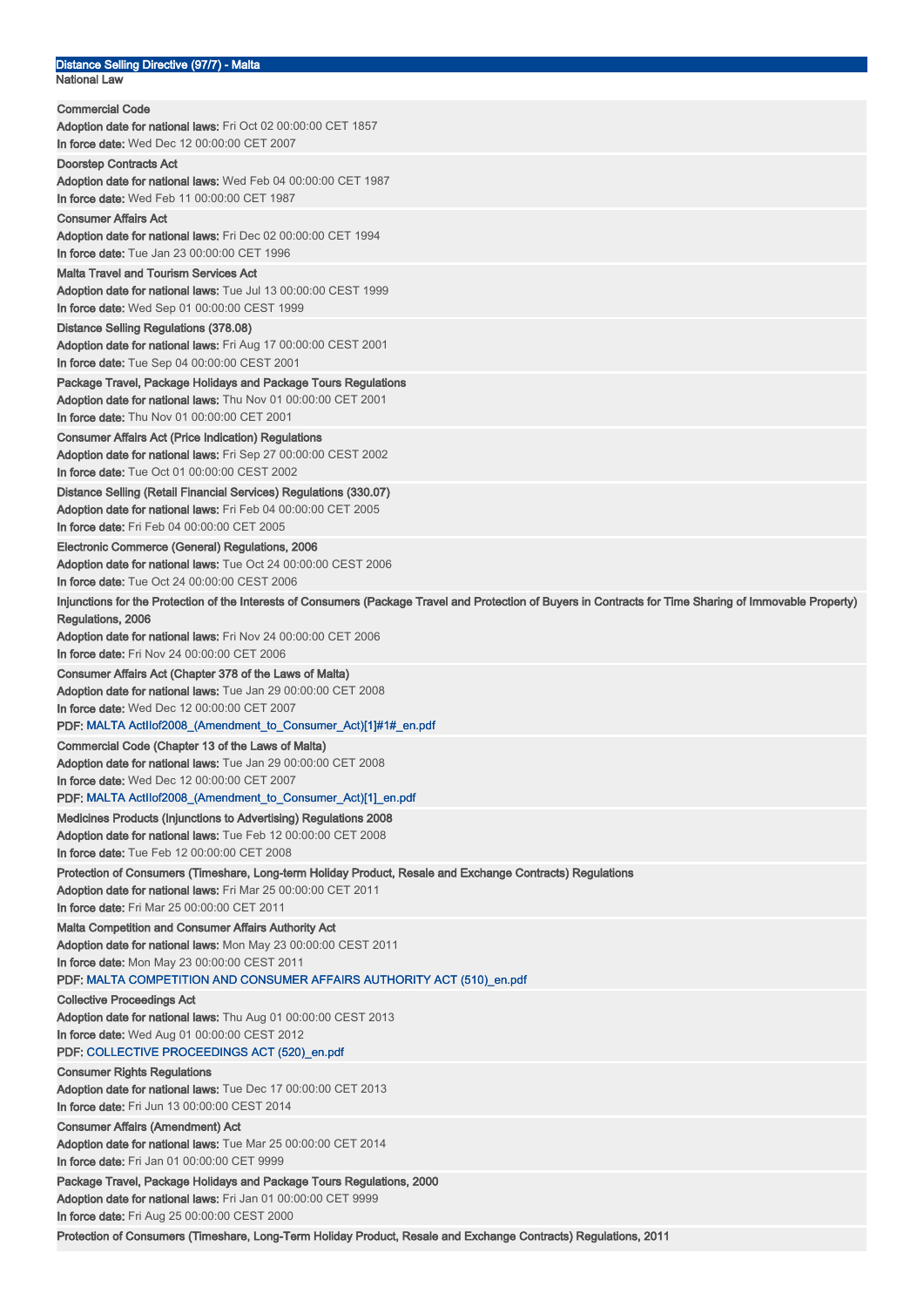# Distance Selling Directive (97/7) - Malta

## National Law

**Commercial Code**
**Adoption date for national laws:** Fri Oct 02 00:00:00 CET 1857
**In force date:** Wed Dec 12 00:00:00 CET 2007

**Doorstep Contracts Act**
**Adoption date for national laws:** Wed Feb 04 00:00:00 CET 1987
**In force date:** Wed Feb 11 00:00:00 CET 1987

**Consumer Affairs Act**
**Adoption date for national laws:** Fri Dec 02 00:00:00 CET 1994
**In force date:** Tue Jan 23 00:00:00 CET 1996

**Malta Travel and Tourism Services Act**
**Adoption date for national laws:** Tue Jul 13 00:00:00 CEST 1999
**In force date:** Wed Sep 01 00:00:00 CEST 1999

**Distance Selling Regulations (378.08)**
**Adoption date for national laws:** Fri Aug 17 00:00:00 CEST 2001
**In force date:** Tue Sep 04 00:00:00 CEST 2001

**Package Travel, Package Holidays and Package Tours Regulations**
**Adoption date for national laws:** Thu Nov 01 00:00:00 CET 2001
**In force date:** Thu Nov 01 00:00:00 CET 2001

**Consumer Affairs Act (Price Indication) Regulations**
**Adoption date for national laws:** Fri Sep 27 00:00:00 CEST 2002
**In force date:** Tue Oct 01 00:00:00 CEST 2002

**Distance Selling (Retail Financial Services) Regulations (330.07)**
**Adoption date for national laws:** Fri Feb 04 00:00:00 CET 2005
**In force date:** Fri Feb 04 00:00:00 CET 2005

**Electronic Commerce (General) Regulations, 2006**
**Adoption date for national laws:** Tue Oct 24 00:00:00 CEST 2006
**In force date:** Tue Oct 24 00:00:00 CEST 2006

**Injunctions for the Protection of the Interests of Consumers (Package Travel and Protection of Buyers in Contracts for Time Sharing of Immovable Property) Regulations, 2006**
**Adoption date for national laws:** Fri Nov 24 00:00:00 CET 2006
**In force date:** Fri Nov 24 00:00:00 CET 2006

**Consumer Affairs Act (Chapter 378 of the Laws of Malta)**
**Adoption date for national laws:** Tue Jan 29 00:00:00 CET 2008
**In force date:** Wed Dec 12 00:00:00 CET 2007
**PDF:** MALTA ActIIof2008_(Amendment_to_Consumer_Act)[1]#1#_en.pdf

**Commercial Code (Chapter 13 of the Laws of Malta)**
**Adoption date for national laws:** Tue Jan 29 00:00:00 CET 2008
**In force date:** Wed Dec 12 00:00:00 CET 2007
**PDF:** MALTA ActIIof2008_(Amendment_to_Consumer_Act)[1]_en.pdf

**Medicines Products (Injunctions to Advertising) Regulations 2008**
**Adoption date for national laws:** Tue Feb 12 00:00:00 CET 2008
**In force date:** Tue Feb 12 00:00:00 CET 2008

**Protection of Consumers (Timeshare, Long-term Holiday Product, Resale and Exchange Contracts) Regulations**
**Adoption date for national laws:** Fri Mar 25 00:00:00 CET 2011
**In force date:** Fri Mar 25 00:00:00 CET 2011

**Malta Competition and Consumer Affairs Authority Act**
**Adoption date for national laws:** Mon May 23 00:00:00 CEST 2011
**In force date:** Mon May 23 00:00:00 CEST 2011
**PDF:** MALTA COMPETITION AND CONSUMER AFFAIRS AUTHORITY ACT (510)_en.pdf

**Collective Proceedings Act**
**Adoption date for national laws:** Thu Aug 01 00:00:00 CEST 2013
**In force date:** Wed Aug 01 00:00:00 CEST 2012
**PDF:** COLLECTIVE PROCEEDINGS ACT (520)_en.pdf

**Consumer Rights Regulations**
**Adoption date for national laws:** Tue Dec 17 00:00:00 CET 2013
**In force date:** Fri Jun 13 00:00:00 CEST 2014

**Consumer Affairs (Amendment) Act**
**Adoption date for national laws:** Tue Mar 25 00:00:00 CET 2014
**In force date:** Fri Jan 01 00:00:00 CET 9999

**Package Travel, Package Holidays and Package Tours Regulations, 2000**
**Adoption date for national laws:** Fri Jan 01 00:00:00 CET 9999
**In force date:** Fri Aug 25 00:00:00 CEST 2000

**Protection of Consumers (Timeshare, Long-Term Holiday Product, Resale and Exchange Contracts) Regulations, 2011**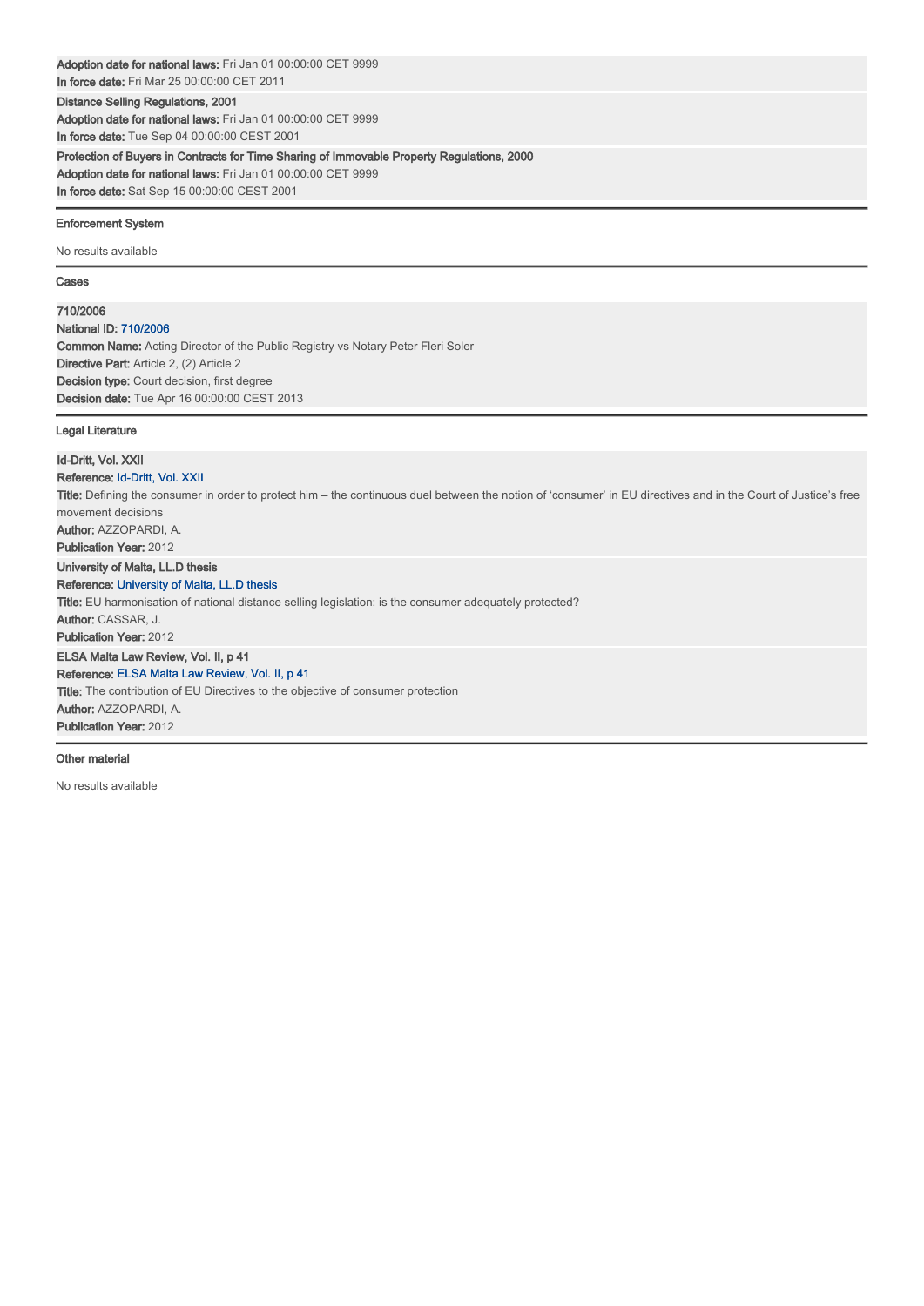**Adoption date for national laws:** Fri Jan 01 00:00:00 CET 9999
**In force date:** Fri Mar 25 00:00:00 CET 2011

**Distance Selling Regulations, 2001**
**Adoption date for national laws:** Fri Jan 01 00:00:00 CET 9999
**In force date:** Tue Sep 04 00:00:00 CEST 2001

**Protection of Buyers in Contracts for Time Sharing of Immovable Property Regulations, 2000**
**Adoption date for national laws:** Fri Jan 01 00:00:00 CET 9999
**In force date:** Sat Sep 15 00:00:00 CEST 2001

## Enforcement System

No results available

## Cases

**710/2006**
**National ID:** 710/2006
**Common Name:** Acting Director of the Public Registry vs Notary Peter Fleri Soler
**Directive Part:** Article 2, (2) Article 2
**Decision type:** Court decision, first degree
**Decision date:** Tue Apr 16 00:00:00 CEST 2013

## Legal Literature

**Id-Dritt, Vol. XXII**
**Reference:** Id-Dritt, Vol. XXII
**Title:** Defining the consumer in order to protect him – the continuous duel between the notion of 'consumer' in EU directives and in the Court of Justice's free movement decisions
**Author:** AZZOPARDI, A.
**Publication Year:** 2012

**University of Malta, LL.D thesis**
**Reference:** University of Malta, LL.D thesis
**Title:** EU harmonisation of national distance selling legislation: is the consumer adequately protected?
**Author:** CASSAR, J.
**Publication Year:** 2012

**ELSA Malta Law Review, Vol. II, p 41**
**Reference:** ELSA Malta Law Review, Vol. II, p 41
**Title:** The contribution of EU Directives to the objective of consumer protection
**Author:** AZZOPARDI, A.
**Publication Year:** 2012

## Other material

No results available